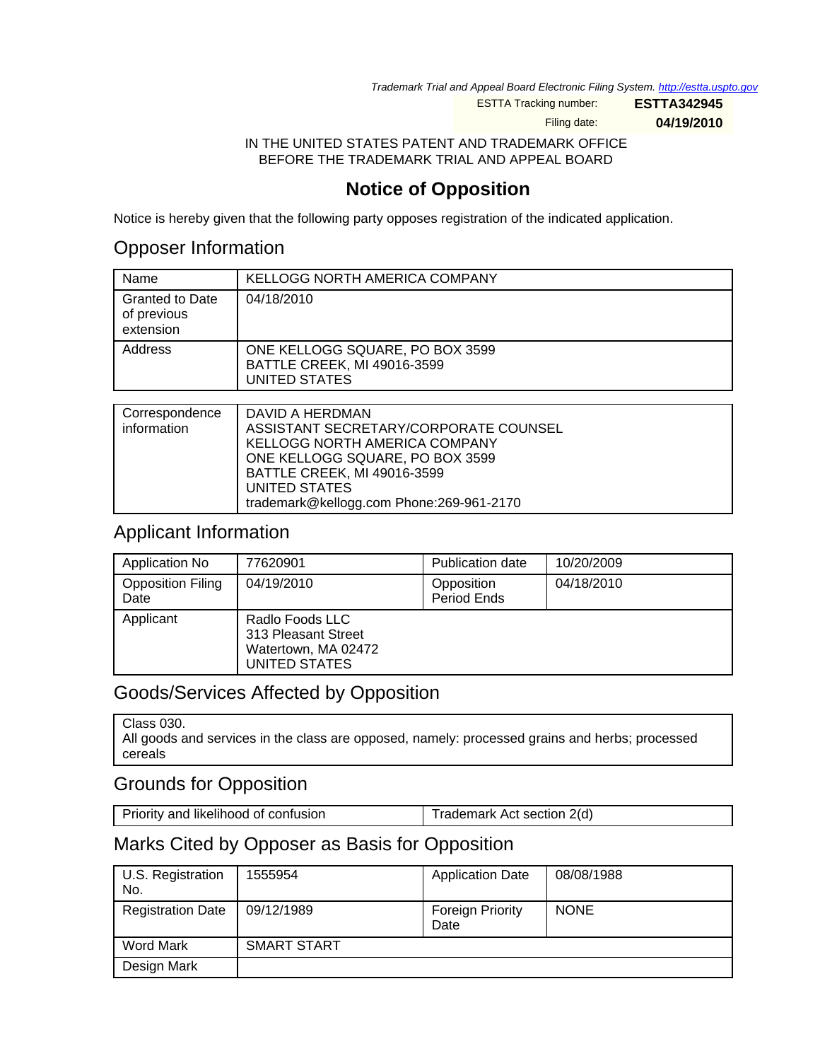*Trademark Trial and Appeal Board Electronic Filing System. http://estta.uspto.gov*

ESTTA Tracking number: **ESTTA342945**

Filing date: **04/19/2010**

IN THE UNITED STATES PATENT AND TRADEMARK OFFICE
BEFORE THE TRADEMARK TRIAL AND APPEAL BOARD

# Notice of Opposition

Notice is hereby given that the following party opposes registration of the indicated application.

## Opposer Information

| | |
|---|---|
| Name | KELLOGG NORTH AMERICA COMPANY |
| Granted to Date of previous extension | 04/18/2010 |
| Address | ONE KELLOGG SQUARE, PO BOX 3599<br>BATTLE CREEK, MI 49016-3599<br>UNITED STATES |

| | |
|---|---|
| Correspondence information | DAVID A HERDMAN<br>ASSISTANT SECRETARY/CORPORATE COUNSEL<br>KELLOGG NORTH AMERICA COMPANY<br>ONE KELLOGG SQUARE, PO BOX 3599<br>BATTLE CREEK, MI 49016-3599<br>UNITED STATES<br>trademark@kellogg.com Phone:269-961-2170 |

## Applicant Information

| | | | |
|---|---|---|---|
| Application No | 77620901 | Publication date | 10/20/2009 |
| Opposition Filing Date | 04/19/2010 | Opposition Period Ends | 04/18/2010 |
| Applicant | Radlo Foods LLC<br>313 Pleasant Street<br>Watertown, MA 02472<br>UNITED STATES | | |

## Goods/Services Affected by Opposition

Class 030.
All goods and services in the class are opposed, namely: processed grains and herbs; processed cereals

## Grounds for Opposition

| | |
|---|---|
| Priority and likelihood of confusion | Trademark Act section 2(d) |

## Marks Cited by Opposer as Basis for Opposition

| | | | |
|---|---|---|---|
| U.S. Registration No. | 1555954 | Application Date | 08/08/1988 |
| Registration Date | 09/12/1989 | Foreign Priority Date | NONE |
| Word Mark | SMART START | | |
| Design Mark | | | |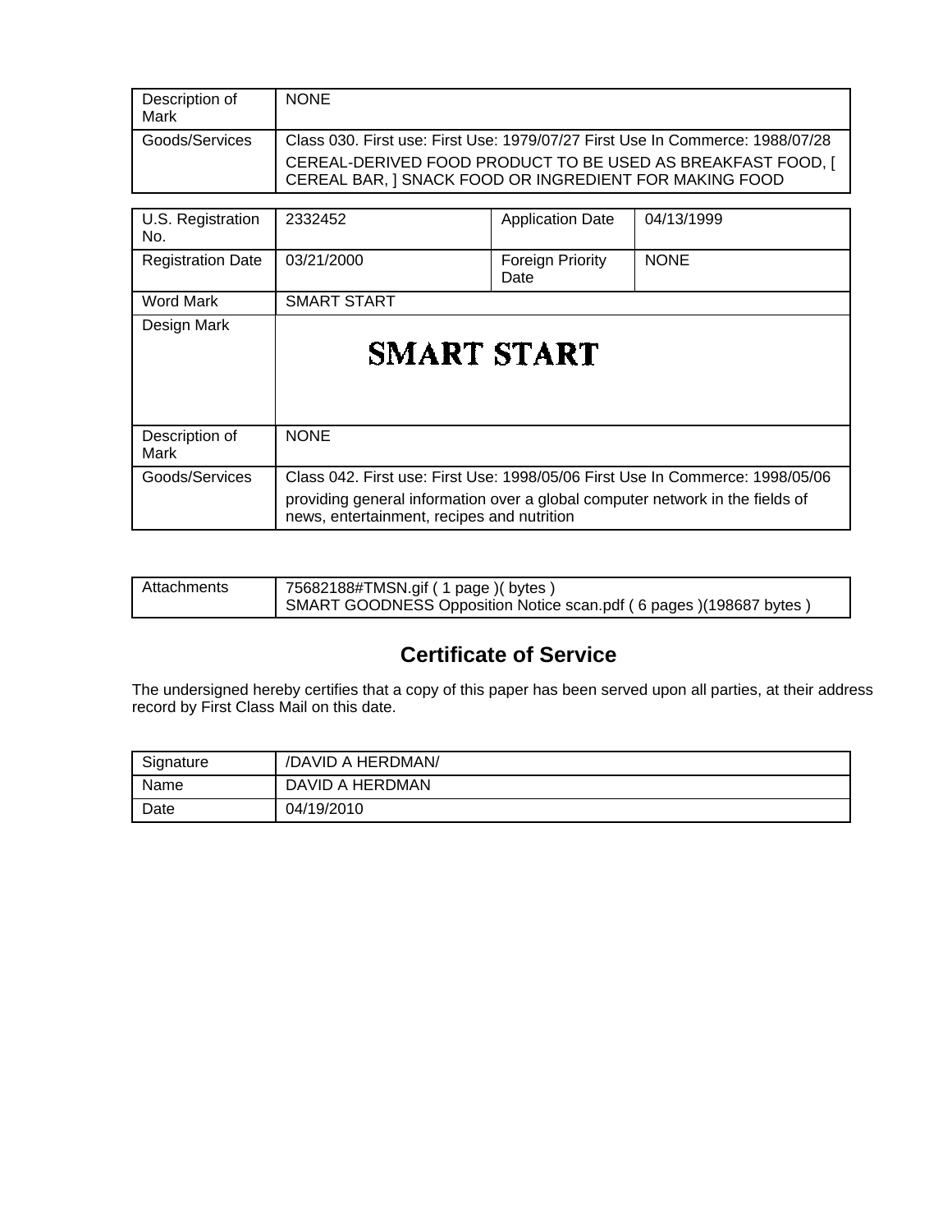| | |
|---|---|
| Description of Mark | NONE |
| Goods/Services | Class 030. First use: First Use: 1979/07/27 First Use In Commerce: 1988/07/28<br>CEREAL-DERIVED FOOD PRODUCT TO BE USED AS BREAKFAST FOOD, [ CEREAL BAR, ] SNACK FOOD OR INGREDIENT FOR MAKING FOOD |

| | | | |
|---|---|---|---|
| U.S. Registration No. | 2332452 | Application Date | 04/13/1999 |
| Registration Date | 03/21/2000 | Foreign Priority Date | NONE |
| Word Mark | SMART START | | |
| Design Mark | SMART START | | |
| Description of Mark | NONE | | |
| Goods/Services | Class 042. First use: First Use: 1998/05/06 First Use In Commerce: 1998/05/06<br>providing general information over a global computer network in the fields of news, entertainment, recipes and nutrition | | |

| | |
|---|---|
| Attachments | 75682188#TMSN.gif ( 1 page )( bytes )<br>SMART GOODNESS Opposition Notice scan.pdf ( 6 pages )(198687 bytes ) |

## Certificate of Service

The undersigned hereby certifies that a copy of this paper has been served upon all parties, at their address record by First Class Mail on this date.

| | |
|---|---|
| Signature | /DAVID A HERDMAN/ |
| Name | DAVID A HERDMAN |
| Date | 04/19/2010 |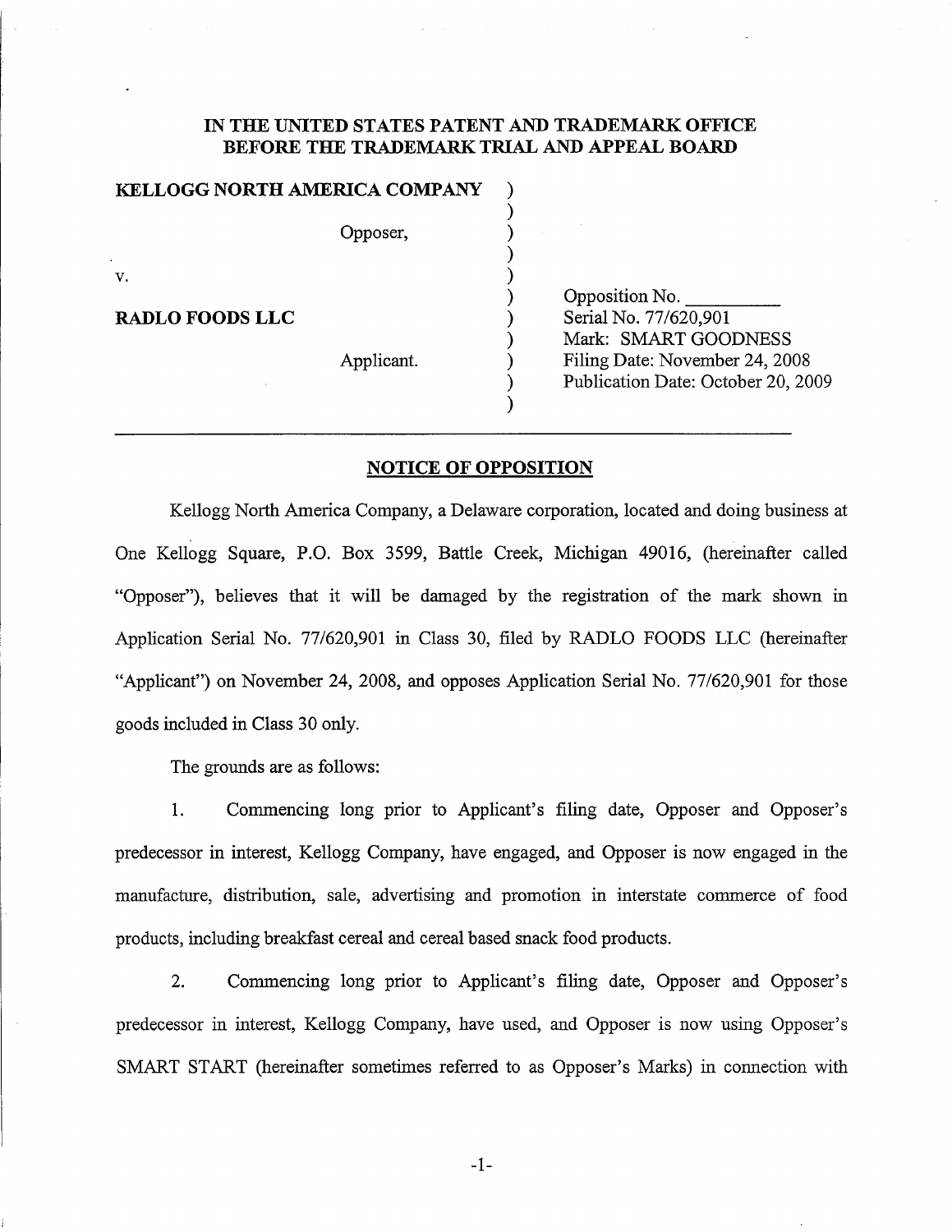**IN THE UNITED STATES PATENT AND TRADEMARK OFFICE**
**BEFORE THE TRADEMARK TRIAL AND APPEAL BOARD**

| | | |
|---|---|---|
| **KELLOGG NORTH AMERICA COMPANY** | ) | |
| Opposer, | ) | |
| v. | ) | |
| | ) | Opposition No. __________ |
| **RADLO FOODS LLC** | ) | Serial No. 77/620,901 |
| | ) | Mark: SMART GOODNESS |
| Applicant. | ) | Filing Date: November 24, 2008 |
| | ) | Publication Date: October 20, 2009 |

## NOTICE OF OPPOSITION

Kellogg North America Company, a Delaware corporation, located and doing business at One Kellogg Square, P.O. Box 3599, Battle Creek, Michigan 49016, (hereinafter called "Opposer"), believes that it will be damaged by the registration of the mark shown in Application Serial No. 77/620,901 in Class 30, filed by RADLO FOODS LLC (hereinafter "Applicant") on November 24, 2008, and opposes Application Serial No. 77/620,901 for those goods included in Class 30 only.

The grounds are as follows:

1. Commencing long prior to Applicant's filing date, Opposer and Opposer's predecessor in interest, Kellogg Company, have engaged, and Opposer is now engaged in the manufacture, distribution, sale, advertising and promotion in interstate commerce of food products, including breakfast cereal and cereal based snack food products.

2. Commencing long prior to Applicant's filing date, Opposer and Opposer's predecessor in interest, Kellogg Company, have used, and Opposer is now using Opposer's SMART START (hereinafter sometimes referred to as Opposer's Marks) in connection with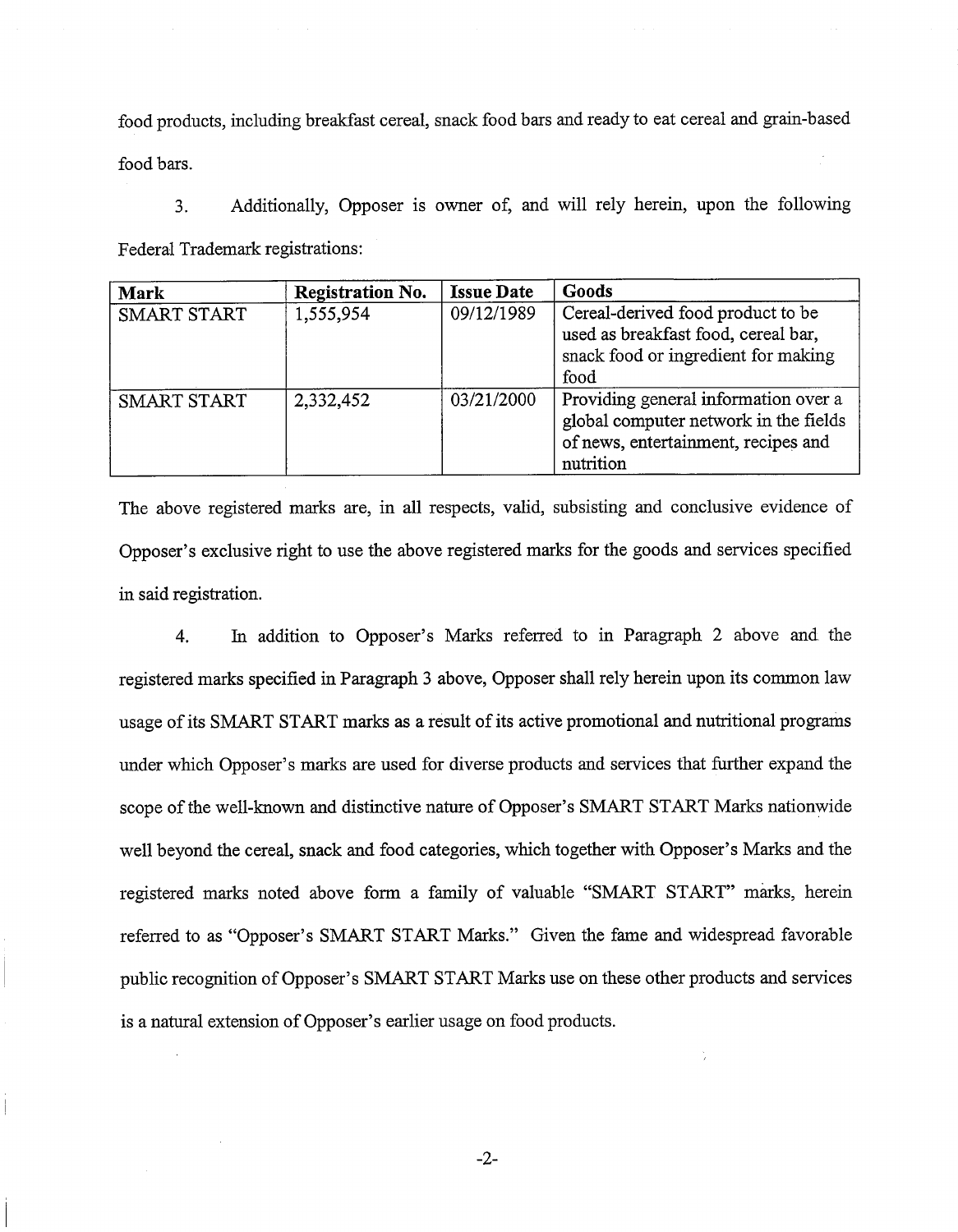food products, including breakfast cereal, snack food bars and ready to eat cereal and grain-based food bars.

3. Additionally, Opposer is owner of, and will rely herein, upon the following Federal Trademark registrations:

| Mark | Registration No. | Issue Date | Goods |
|---|---|---|---|
| SMART START | 1,555,954 | 09/12/1989 | Cereal-derived food product to be used as breakfast food, cereal bar, snack food or ingredient for making food |
| SMART START | 2,332,452 | 03/21/2000 | Providing general information over a global computer network in the fields of news, entertainment, recipes and nutrition |

The above registered marks are, in all respects, valid, subsisting and conclusive evidence of Opposer's exclusive right to use the above registered marks for the goods and services specified in said registration.

4. In addition to Opposer's Marks referred to in Paragraph 2 above and the registered marks specified in Paragraph 3 above, Opposer shall rely herein upon its common law usage of its SMART START marks as a result of its active promotional and nutritional programs under which Opposer's marks are used for diverse products and services that further expand the scope of the well-known and distinctive nature of Opposer's SMART START Marks nationwide well beyond the cereal, snack and food categories, which together with Opposer's Marks and the registered marks noted above form a family of valuable "SMART START" marks, herein referred to as "Opposer's SMART START Marks." Given the fame and widespread favorable public recognition of Opposer's SMART START Marks use on these other products and services is a natural extension of Opposer's earlier usage on food products.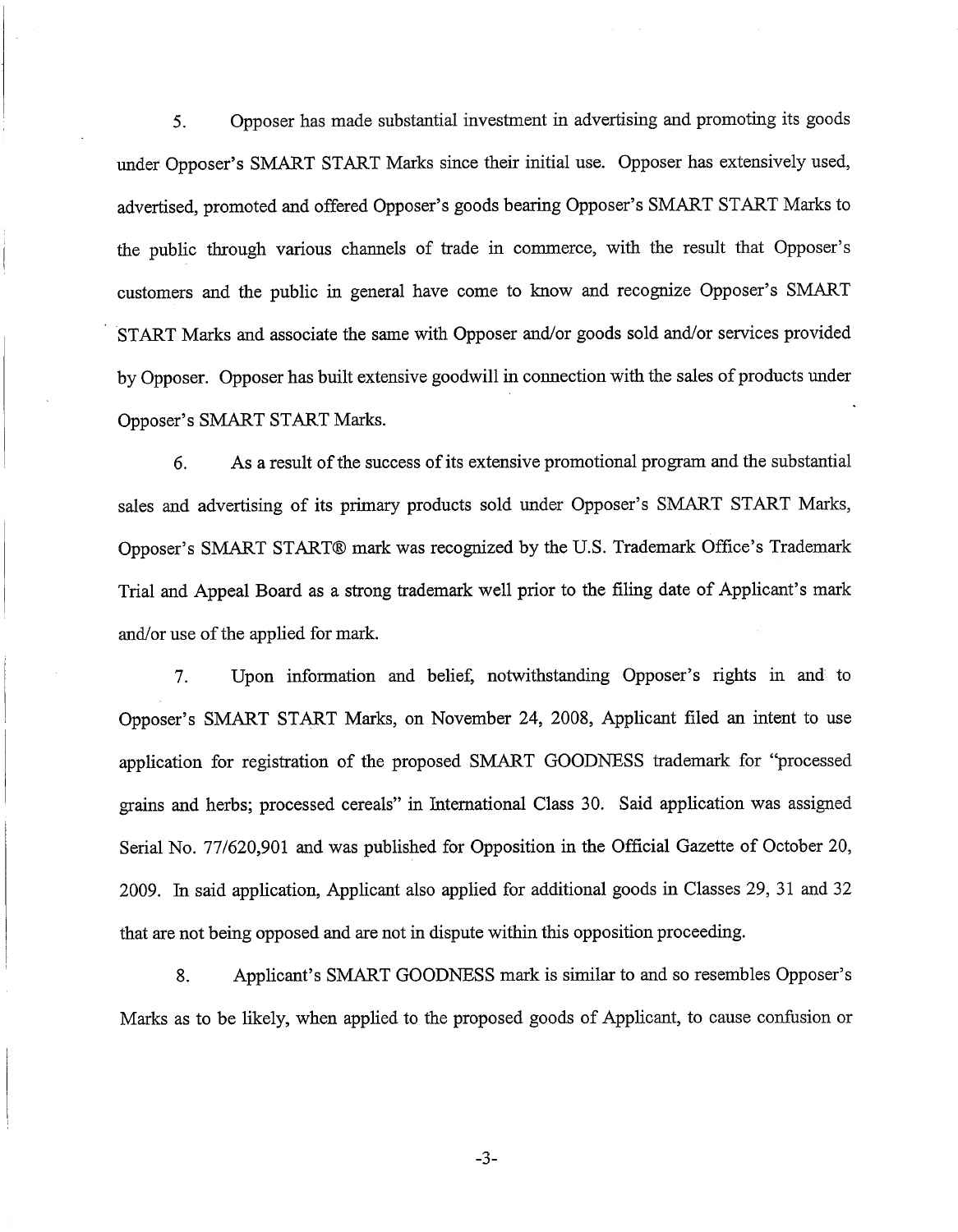5. Opposer has made substantial investment in advertising and promoting its goods under Opposer's SMART START Marks since their initial use. Opposer has extensively used, advertised, promoted and offered Opposer's goods bearing Opposer's SMART START Marks to the public through various channels of trade in commerce, with the result that Opposer's customers and the public in general have come to know and recognize Opposer's SMART START Marks and associate the same with Opposer and/or goods sold and/or services provided by Opposer. Opposer has built extensive goodwill in connection with the sales of products under Opposer's SMART START Marks.

6. As a result of the success of its extensive promotional program and the substantial sales and advertising of its primary products sold under Opposer's SMART START Marks, Opposer's SMART START® mark was recognized by the U.S. Trademark Office's Trademark Trial and Appeal Board as a strong trademark well prior to the filing date of Applicant's mark and/or use of the applied for mark.

7. Upon information and belief, notwithstanding Opposer's rights in and to Opposer's SMART START Marks, on November 24, 2008, Applicant filed an intent to use application for registration of the proposed SMART GOODNESS trademark for "processed grains and herbs; processed cereals" in International Class 30. Said application was assigned Serial No. 77/620,901 and was published for Opposition in the Official Gazette of October 20, 2009. In said application, Applicant also applied for additional goods in Classes 29, 31 and 32 that are not being opposed and are not in dispute within this opposition proceeding.

8. Applicant's SMART GOODNESS mark is similar to and so resembles Opposer's Marks as to be likely, when applied to the proposed goods of Applicant, to cause confusion or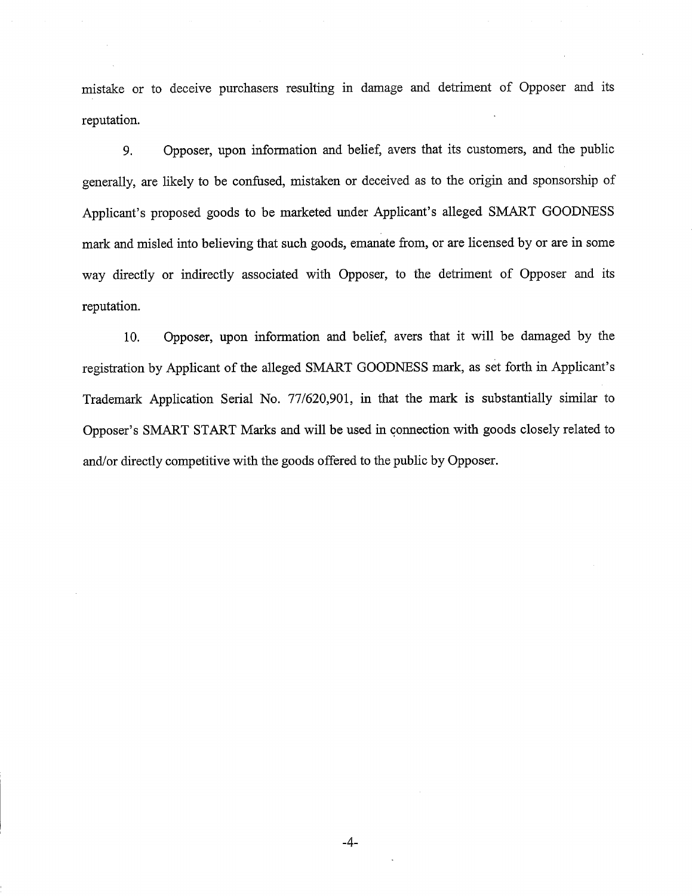mistake or to deceive purchasers resulting in damage and detriment of Opposer and its reputation.

9. Opposer, upon information and belief, avers that its customers, and the public generally, are likely to be confused, mistaken or deceived as to the origin and sponsorship of Applicant's proposed goods to be marketed under Applicant's alleged SMART GOODNESS mark and misled into believing that such goods, emanate from, or are licensed by or are in some way directly or indirectly associated with Opposer, to the detriment of Opposer and its reputation.

10. Opposer, upon information and belief, avers that it will be damaged by the registration by Applicant of the alleged SMART GOODNESS mark, as set forth in Applicant's Trademark Application Serial No. 77/620,901, in that the mark is substantially similar to Opposer's SMART START Marks and will be used in connection with goods closely related to and/or directly competitive with the goods offered to the public by Opposer.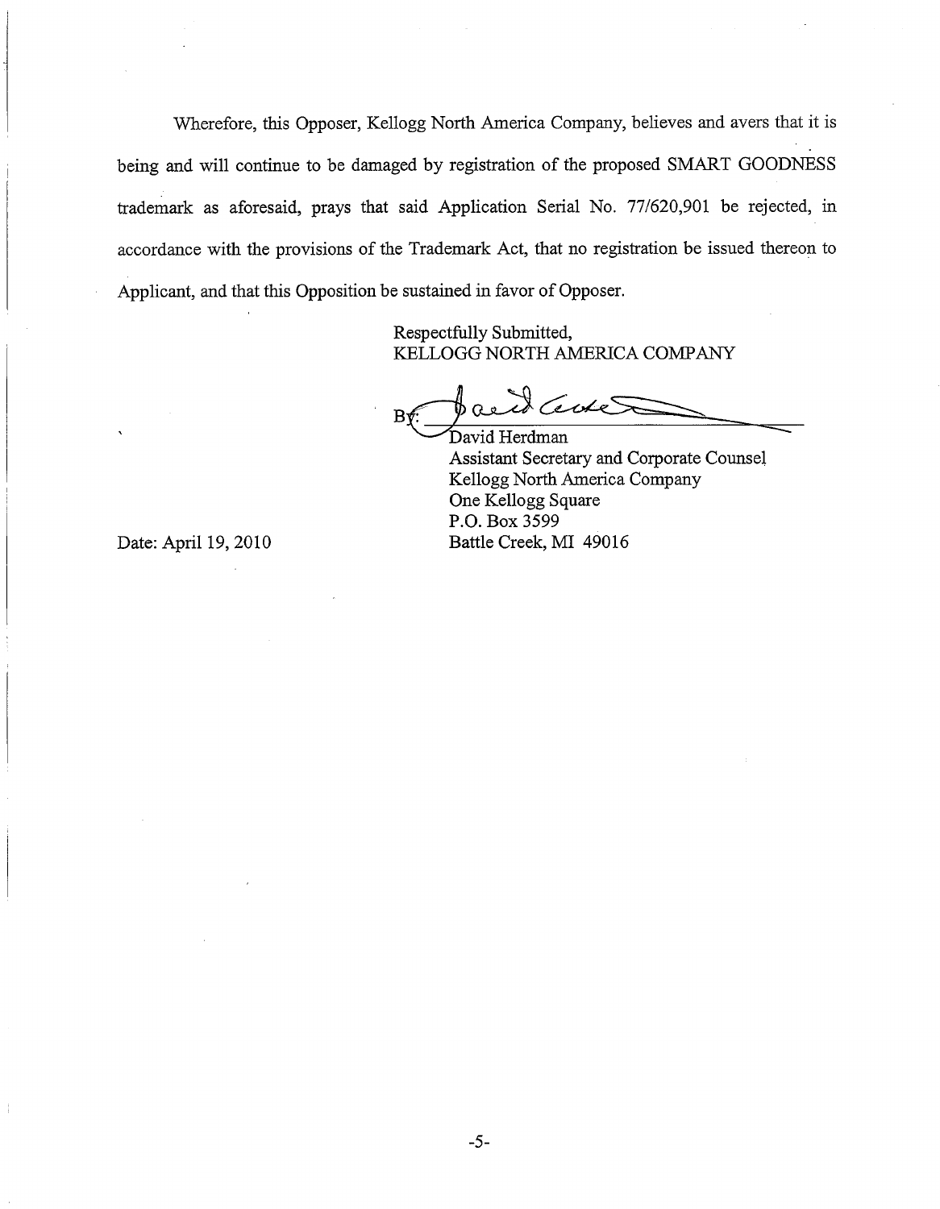Wherefore, this Opposer, Kellogg North America Company, believes and avers that it is being and will continue to be damaged by registration of the proposed SMART GOODNESS trademark as aforesaid, prays that said Application Serial No. 77/620,901 be rejected, in accordance with the provisions of the Trademark Act, that no registration be issued thereon to Applicant, and that this Opposition be sustained in favor of Opposer.

Respectfully Submitted,
KELLOGG NORTH AMERICA COMPANY

By: ______________________
David Herdman
Assistant Secretary and Corporate Counsel
Kellogg North America Company
One Kellogg Square
P.O. Box 3599
Battle Creek, MI 49016

Date: April 19, 2010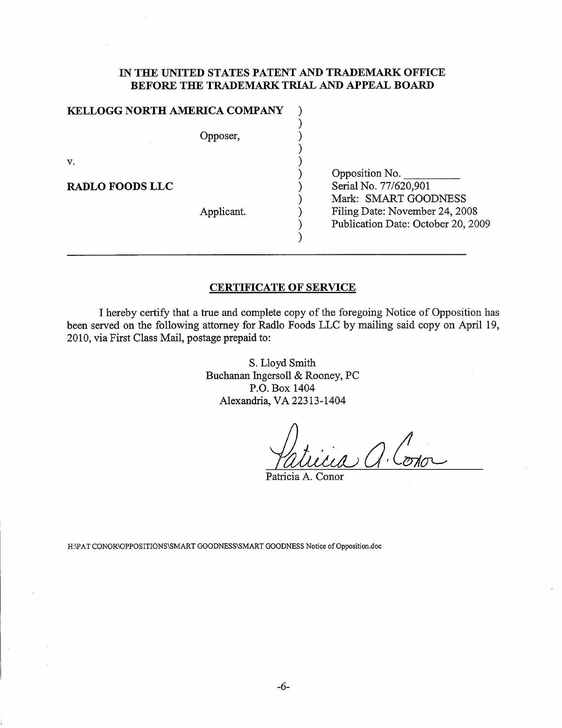**IN THE UNITED STATES PATENT AND TRADEMARK OFFICE**
**BEFORE THE TRADEMARK TRIAL AND APPEAL BOARD**

| | | |
|---|---|---|
| **KELLOGG NORTH AMERICA COMPANY** | ) | |
| Opposer, | ) | |
| v. | ) | Opposition No. __________ |
| **RADLO FOODS LLC** | ) | Serial No. 77/620,901 |
| | ) | Mark: SMART GOODNESS |
| Applicant. | ) | Filing Date: November 24, 2008 |
| | ) | Publication Date: October 20, 2009 |

## CERTIFICATE OF SERVICE

I hereby certify that a true and complete copy of the foregoing Notice of Opposition has been served on the following attorney for Radlo Foods LLC by mailing said copy on April 19, 2010, via First Class Mail, postage prepaid to:

S. Lloyd Smith
Buchanan Ingersoll & Rooney, PC
P.O. Box 1404
Alexandria, VA 22313-1404

Patricia A. Conor

H:\PAT CONOR\OPPOSITIONS\SMART GOODNESS\SMART GOODNESS Notice of Opposition.doc